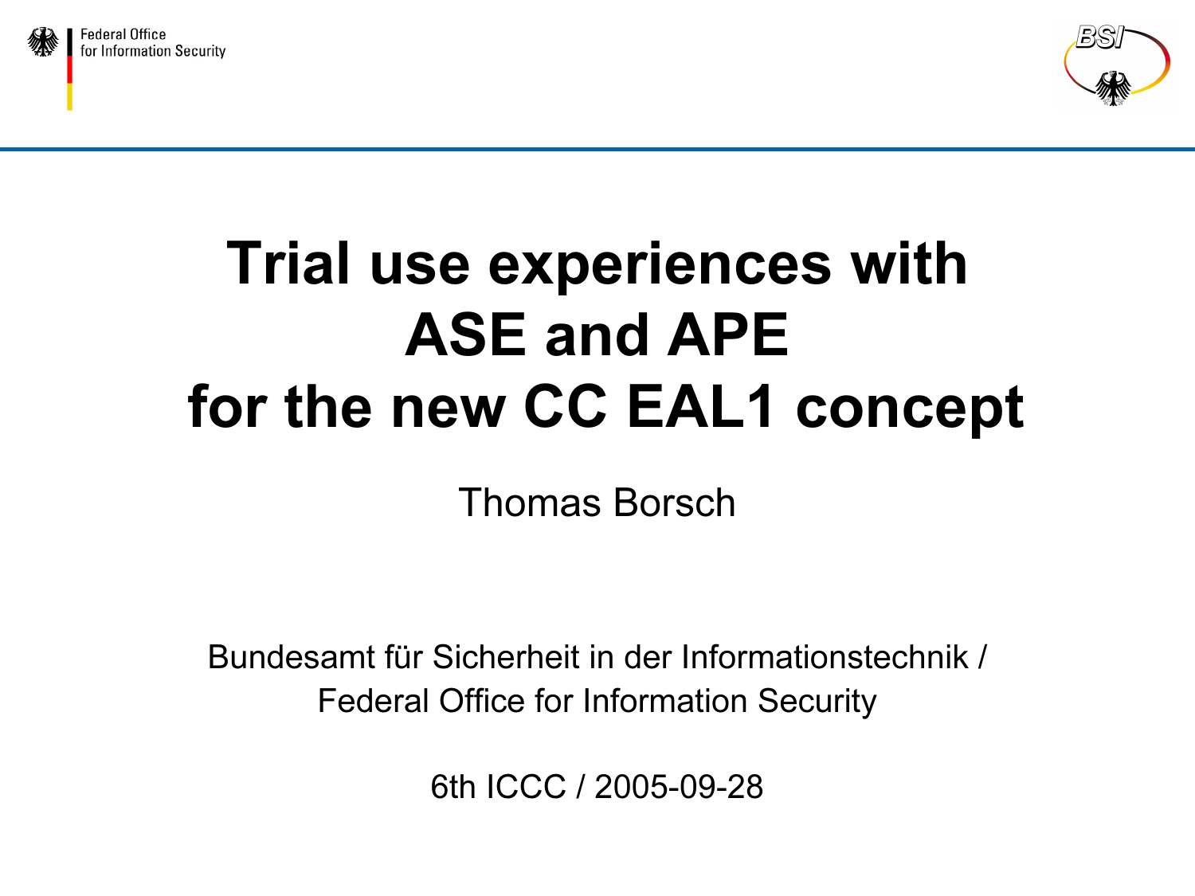# Trial use experiences with ASE and APE for the new CC EAL1 concept

Thomas Borsch

Bundesamt für Sicherheit in der Informationstechnik / Federal Office for Information Security

6th ICCC / 2005-09-28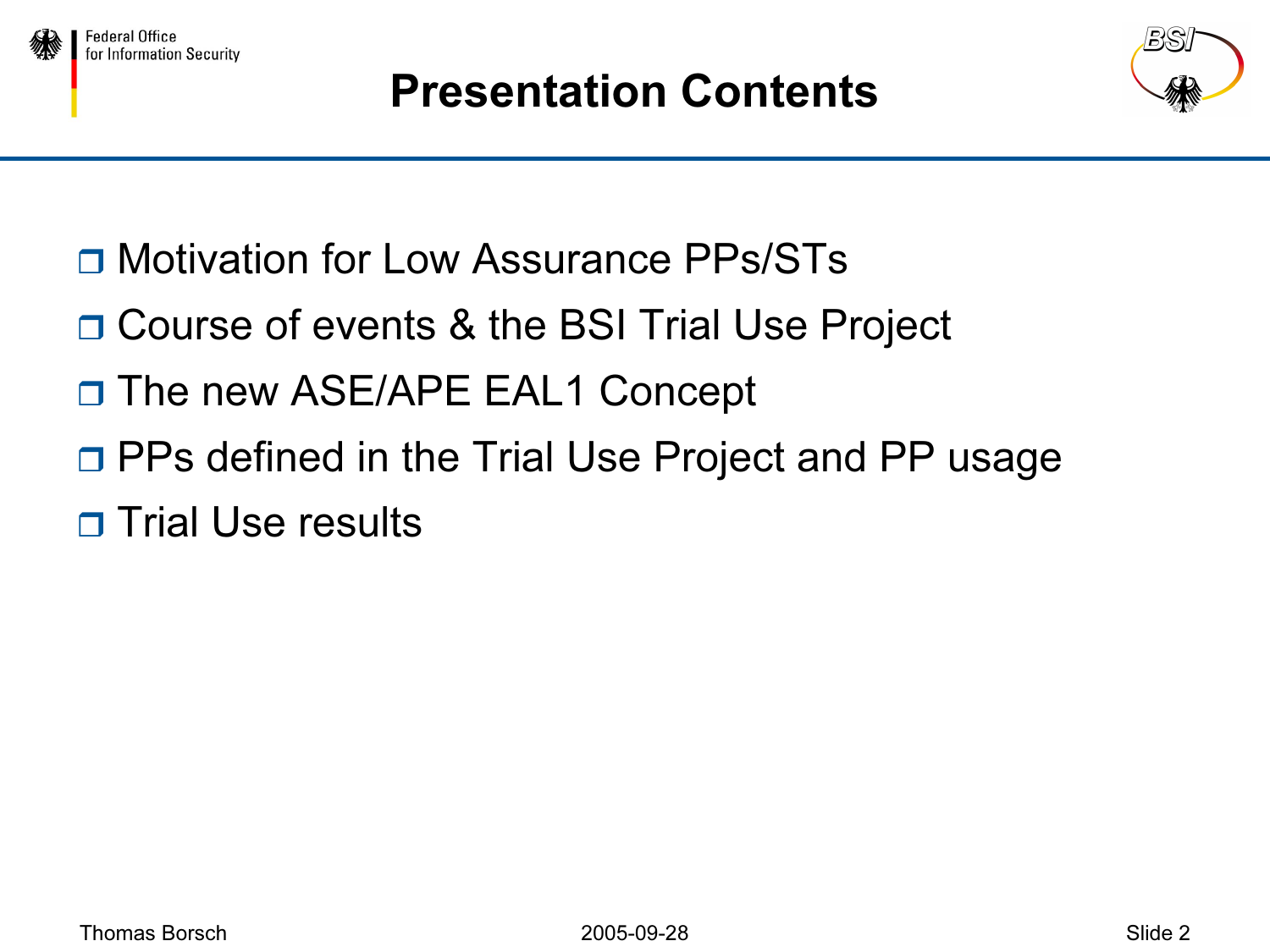# Presentation Contents

- Motivation for Low Assurance PPs/STs
- Course of events & the BSI Trial Use Project
- The new ASE/APE EAL1 Concept
- PPs defined in the Trial Use Project and PP usage
- Trial Use results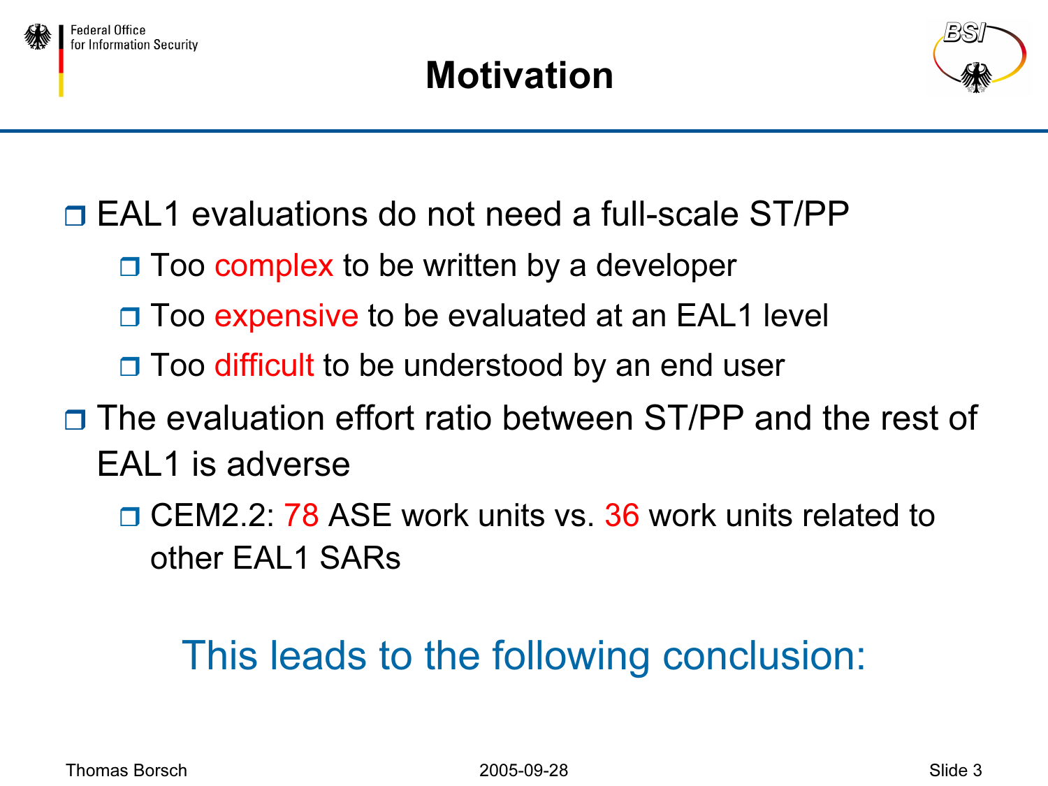# Motivation

- EAL1 evaluations do not need a full-scale ST/PP
  - Too complex to be written by a developer
  - Too expensive to be evaluated at an EAL1 level
  - Too difficult to be understood by an end user
- The evaluation effort ratio between ST/PP and the rest of EAL1 is adverse
  - CEM2.2: 78 ASE work units vs. 36 work units related to other EAL1 SARs

This leads to the following conclusion: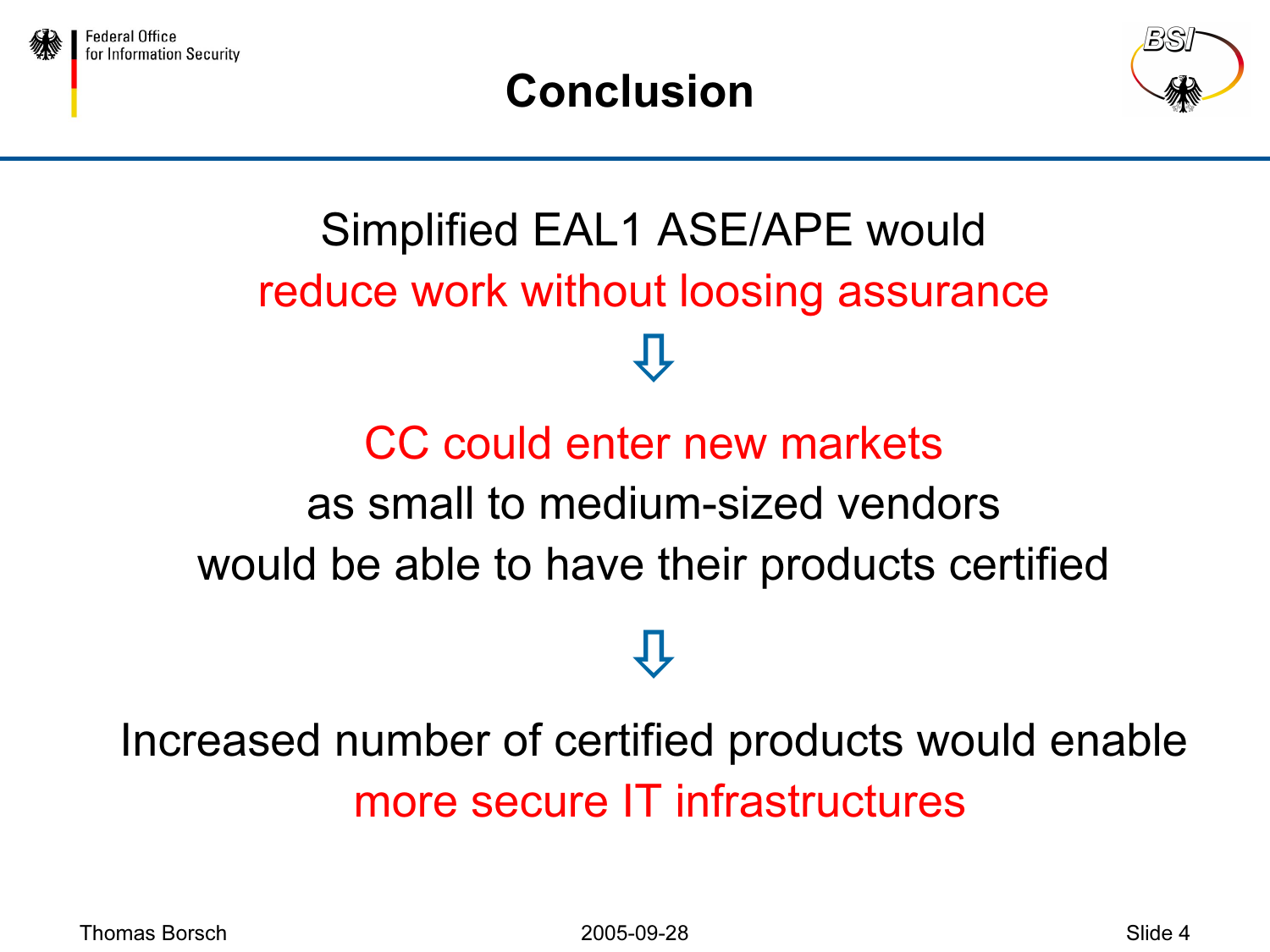# Conclusion

Simplified EAL1 ASE/APE would reduce work without loosing assurance

⇩

CC could enter new markets as small to medium-sized vendors would be able to have their products certified

⇩

Increased number of certified products would enable more secure IT infrastructures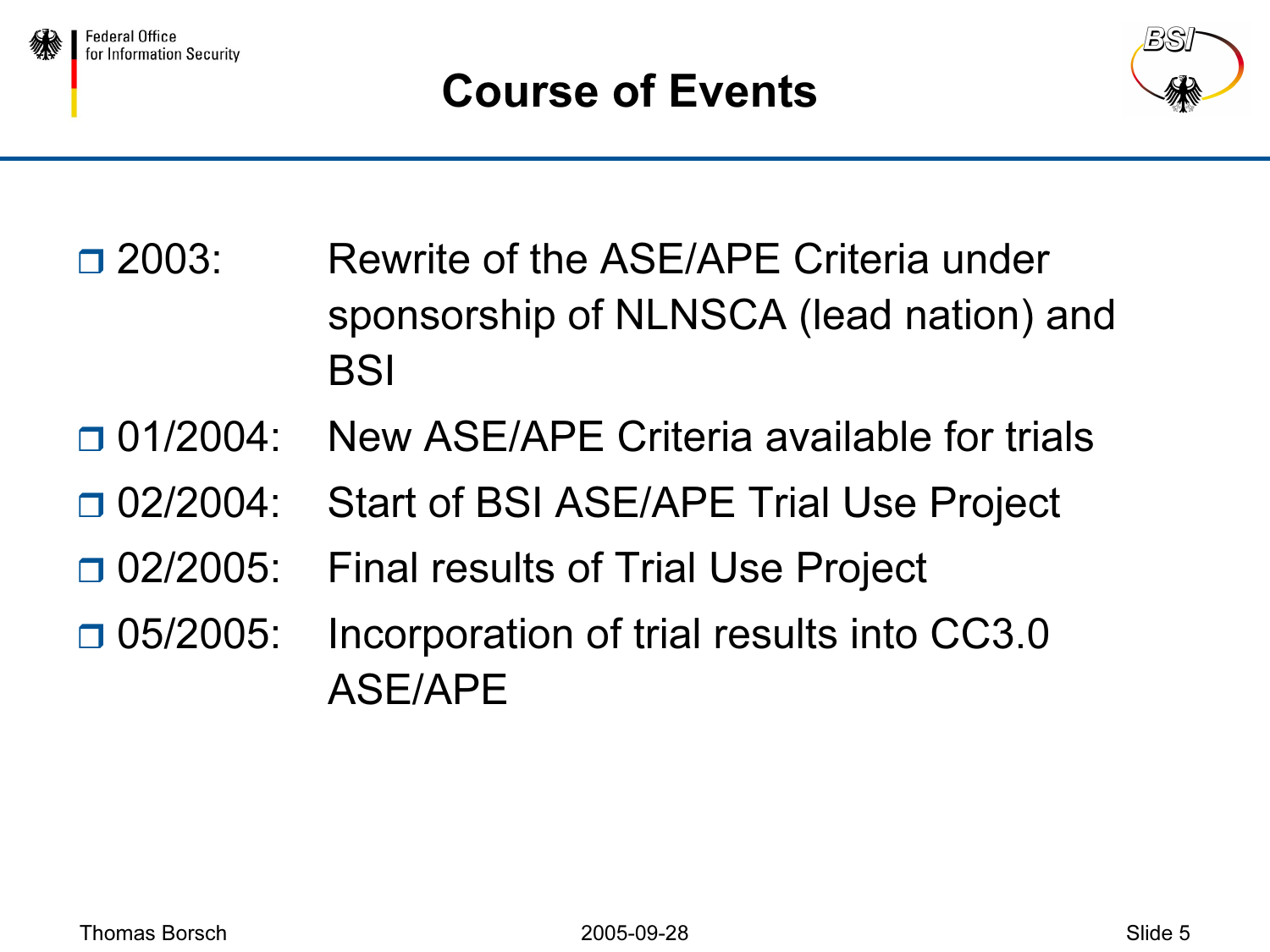# Course of Events

- 2003: Rewrite of the ASE/APE Criteria under sponsorship of NLNSCA (lead nation) and BSI
- 01/2004: New ASE/APE Criteria available for trials
- 02/2004: Start of BSI ASE/APE Trial Use Project
- 02/2005: Final results of Trial Use Project
- 05/2005: Incorporation of trial results into CC3.0 ASE/APE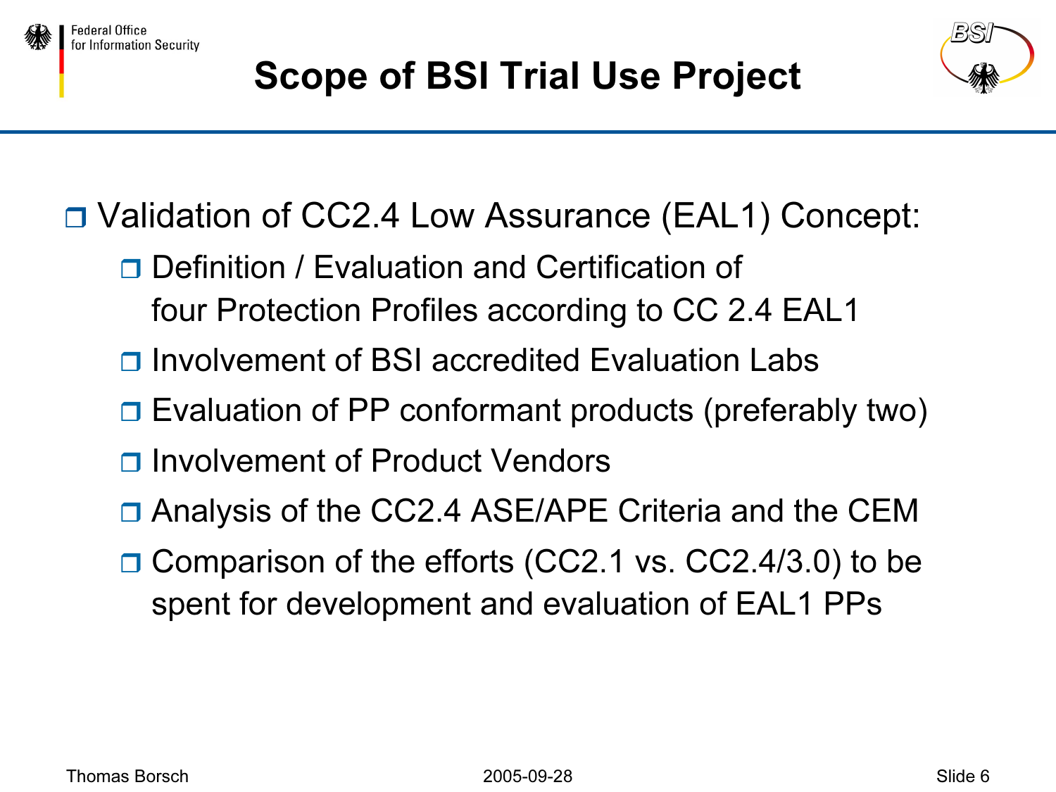# Scope of BSI Trial Use Project

- Validation of CC2.4 Low Assurance (EAL1) Concept:
  - Definition / Evaluation and Certification of four Protection Profiles according to CC 2.4 EAL1
  - Involvement of BSI accredited Evaluation Labs
  - Evaluation of PP conformant products (preferably two)
  - Involvement of Product Vendors
  - Analysis of the CC2.4 ASE/APE Criteria and the CEM
  - Comparison of the efforts (CC2.1 vs. CC2.4/3.0) to be spent for development and evaluation of EAL1 PPs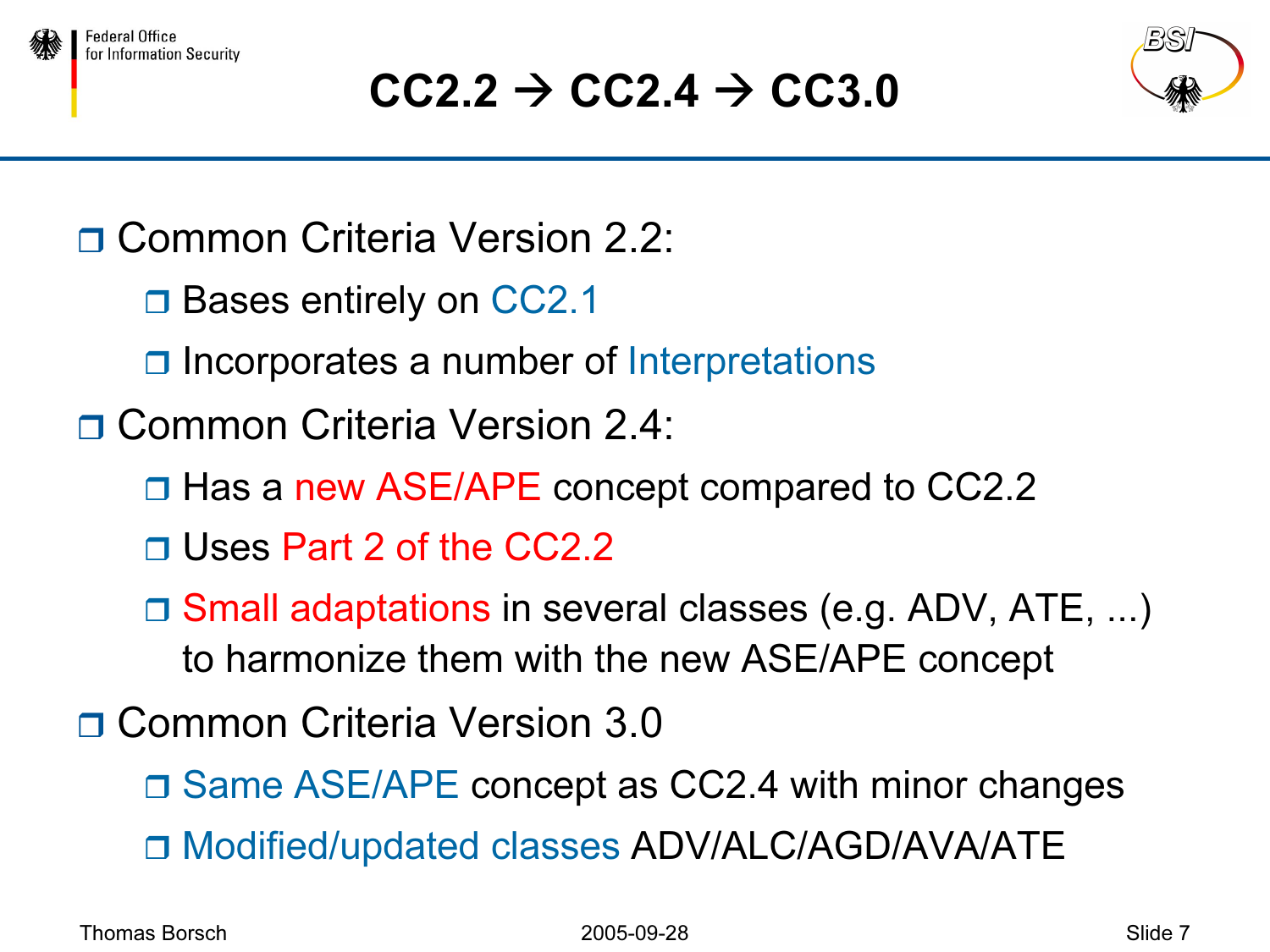# CC2.2 → CC2.4 → CC3.0

- Common Criteria Version 2.2:
  - Bases entirely on CC2.1
  - Incorporates a number of Interpretations
- Common Criteria Version 2.4:
  - Has a new ASE/APE concept compared to CC2.2
  - Uses Part 2 of the CC2.2
  - Small adaptations in several classes (e.g. ADV, ATE, ...) to harmonize them with the new ASE/APE concept
- Common Criteria Version 3.0
  - Same ASE/APE concept as CC2.4 with minor changes
  - Modified/updated classes ADV/ALC/AGD/AVA/ATE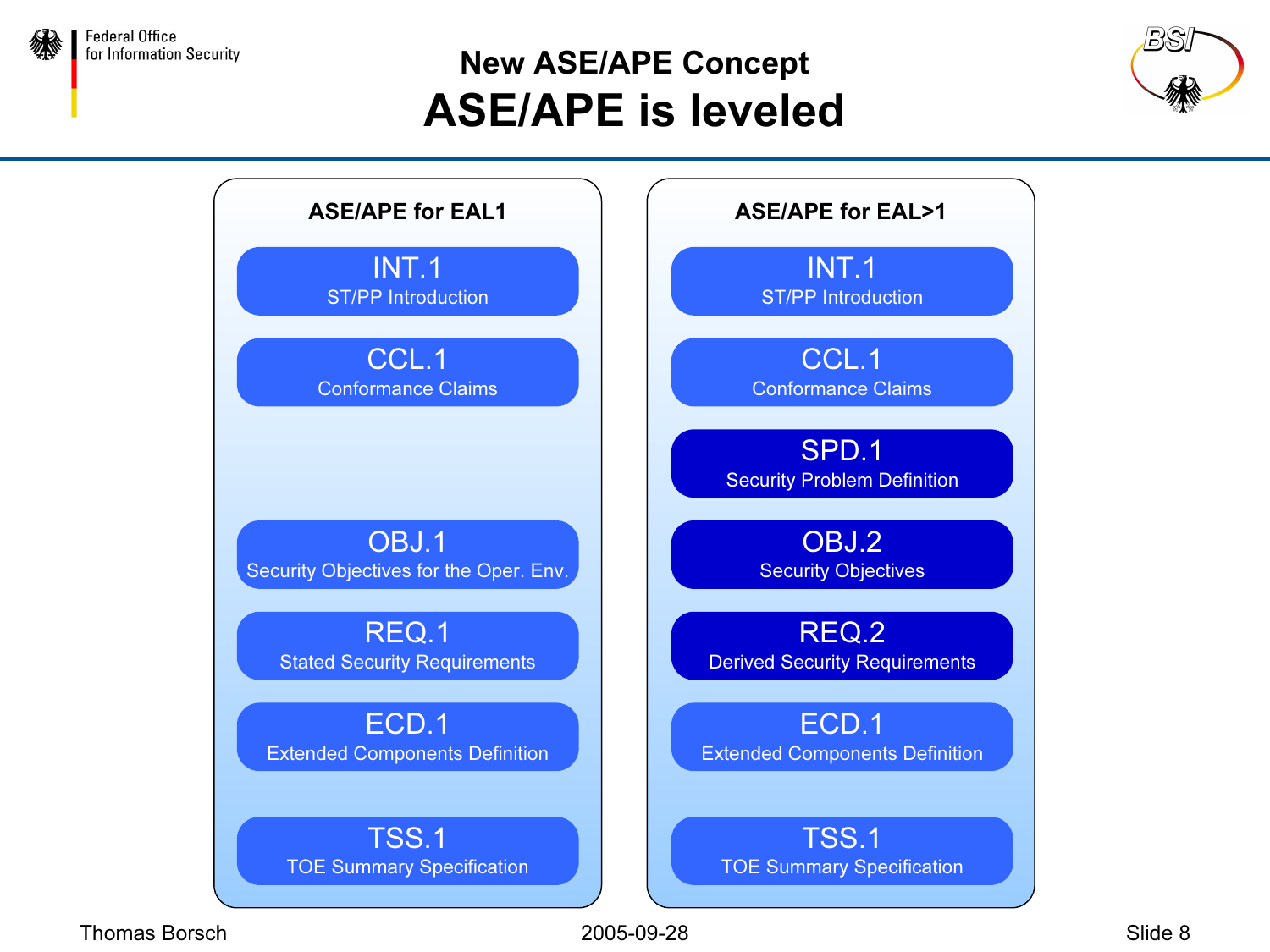# New ASE/APE Concept

## ASE/APE is leveled

| ASE/APE for EAL1 | ASE/APE for EAL>1 |
| --- | --- |
| INT.1 ST/PP Introduction | INT.1 ST/PP Introduction |
| CCL.1 Conformance Claims | CCL.1 Conformance Claims |
| | SPD.1 Security Problem Definition |
| OBJ.1 Security Objectives for the Oper. Env. | OBJ.2 Security Objectives |
| REQ.1 Stated Security Requirements | REQ.2 Derived Security Requirements |
| ECD.1 Extended Components Definition | ECD.1 Extended Components Definition |
| TSS.1 TOE Summary Specification | TSS.1 TOE Summary Specification |

Thomas Borsch

2005-09-28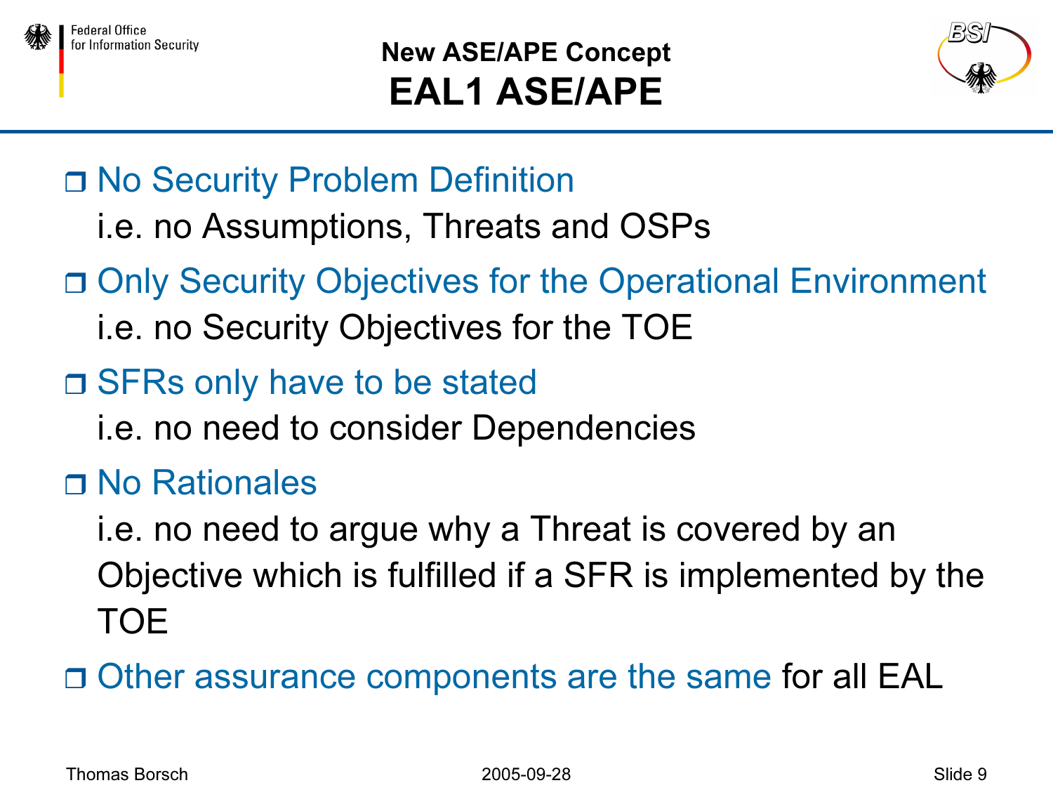## New ASE/APE Concept

# EAL1 ASE/APE

- No Security Problem Definition
  i.e. no Assumptions, Threats and OSPs
- Only Security Objectives for the Operational Environment
  i.e. no Security Objectives for the TOE
- SFRs only have to be stated
  i.e. no need to consider Dependencies
- No Rationales
  i.e. no need to argue why a Threat is covered by an Objective which is fulfilled if a SFR is implemented by the TOE
- Other assurance components are the same for all EAL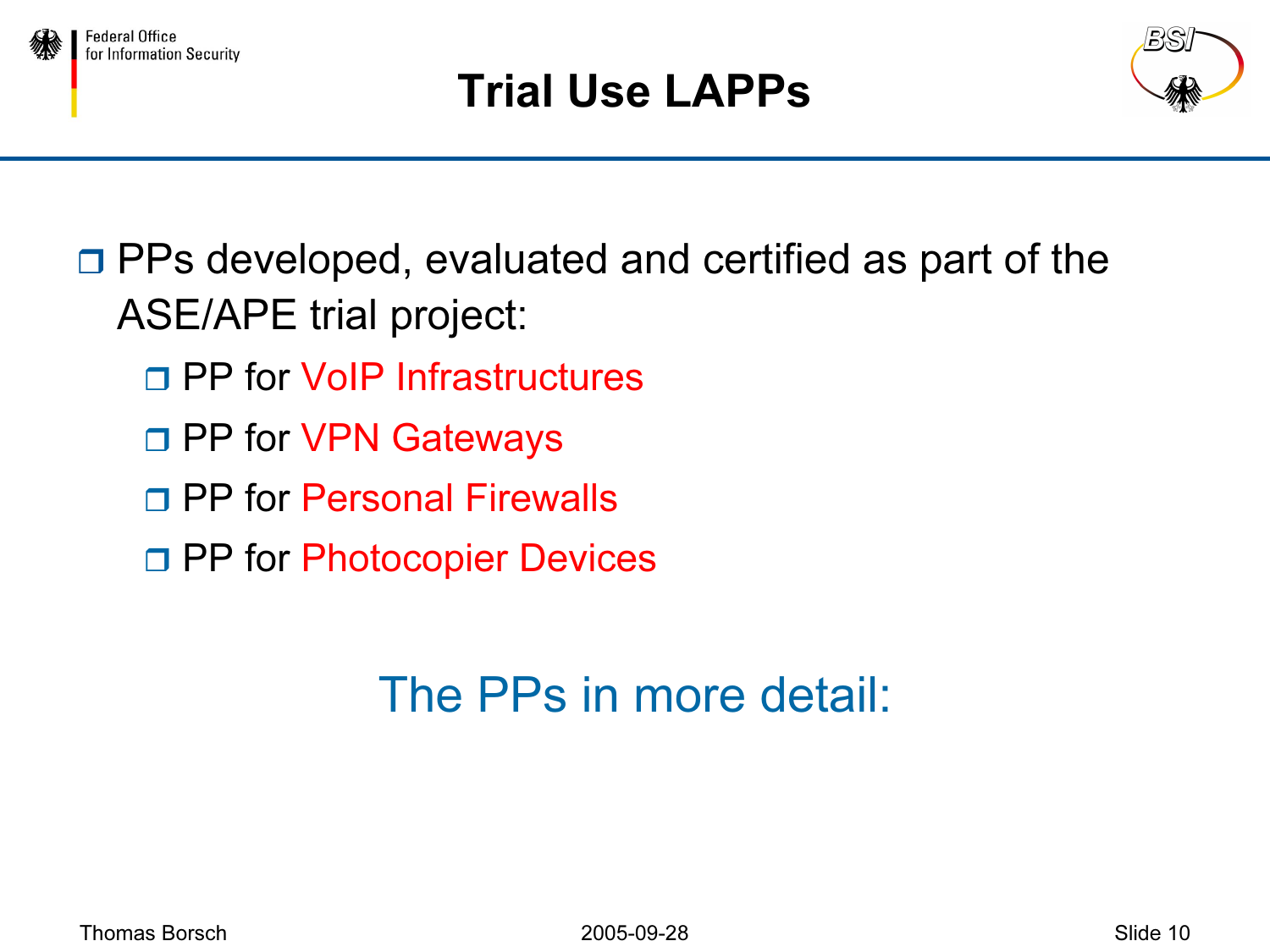# Trial Use LAPPs

- PPs developed, evaluated and certified as part of the ASE/APE trial project:
  - PP for VoIP Infrastructures
  - PP for VPN Gateways
  - PP for Personal Firewalls
  - PP for Photocopier Devices

The PPs in more detail: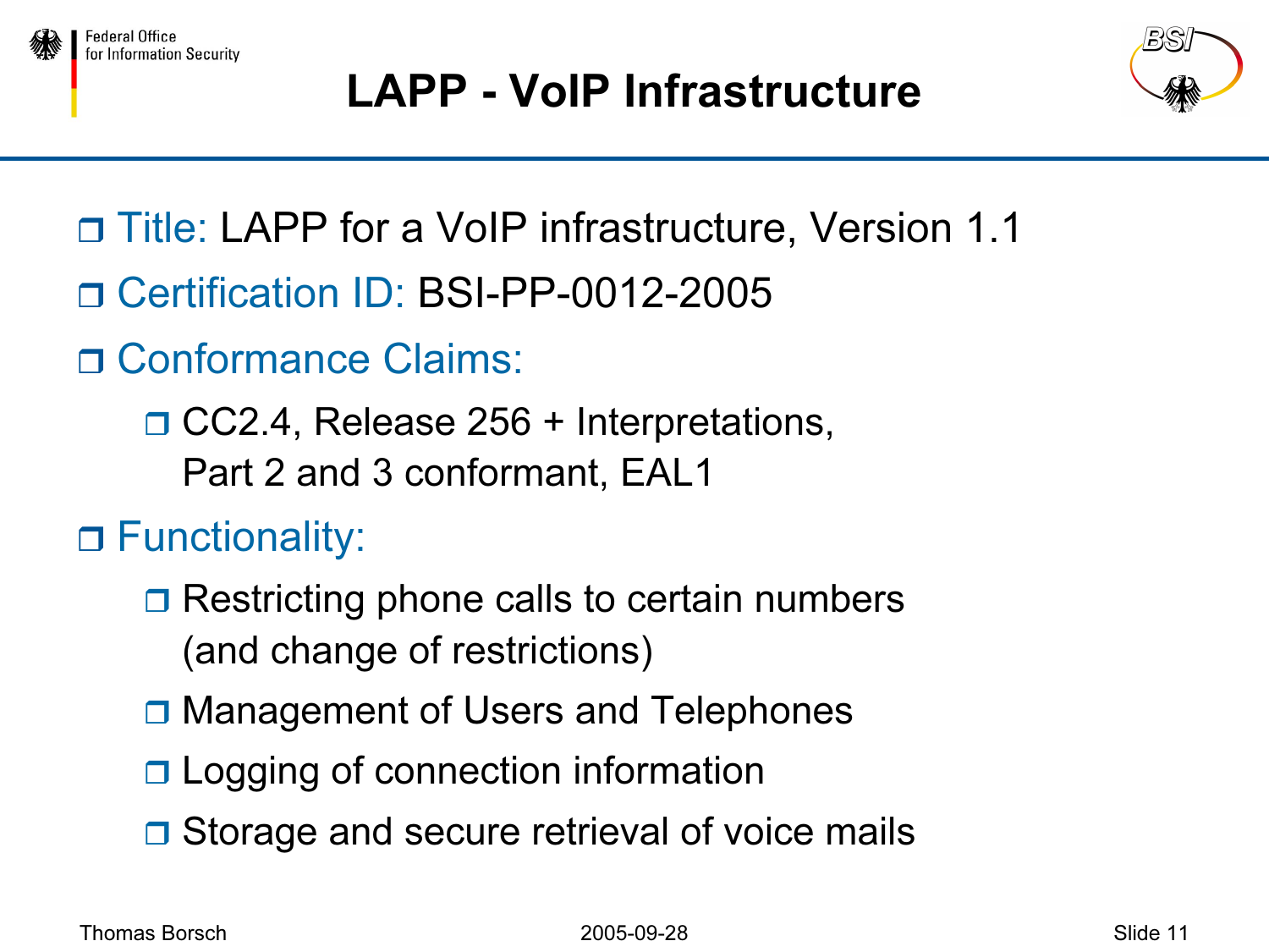# LAPP - VoIP Infrastructure

- Title: LAPP for a VoIP infrastructure, Version 1.1
- Certification ID: BSI-PP-0012-2005
- Conformance Claims:
  - CC2.4, Release 256 + Interpretations, Part 2 and 3 conformant, EAL1
- Functionality:
  - Restricting phone calls to certain numbers (and change of restrictions)
  - Management of Users and Telephones
  - Logging of connection information
  - Storage and secure retrieval of voice mails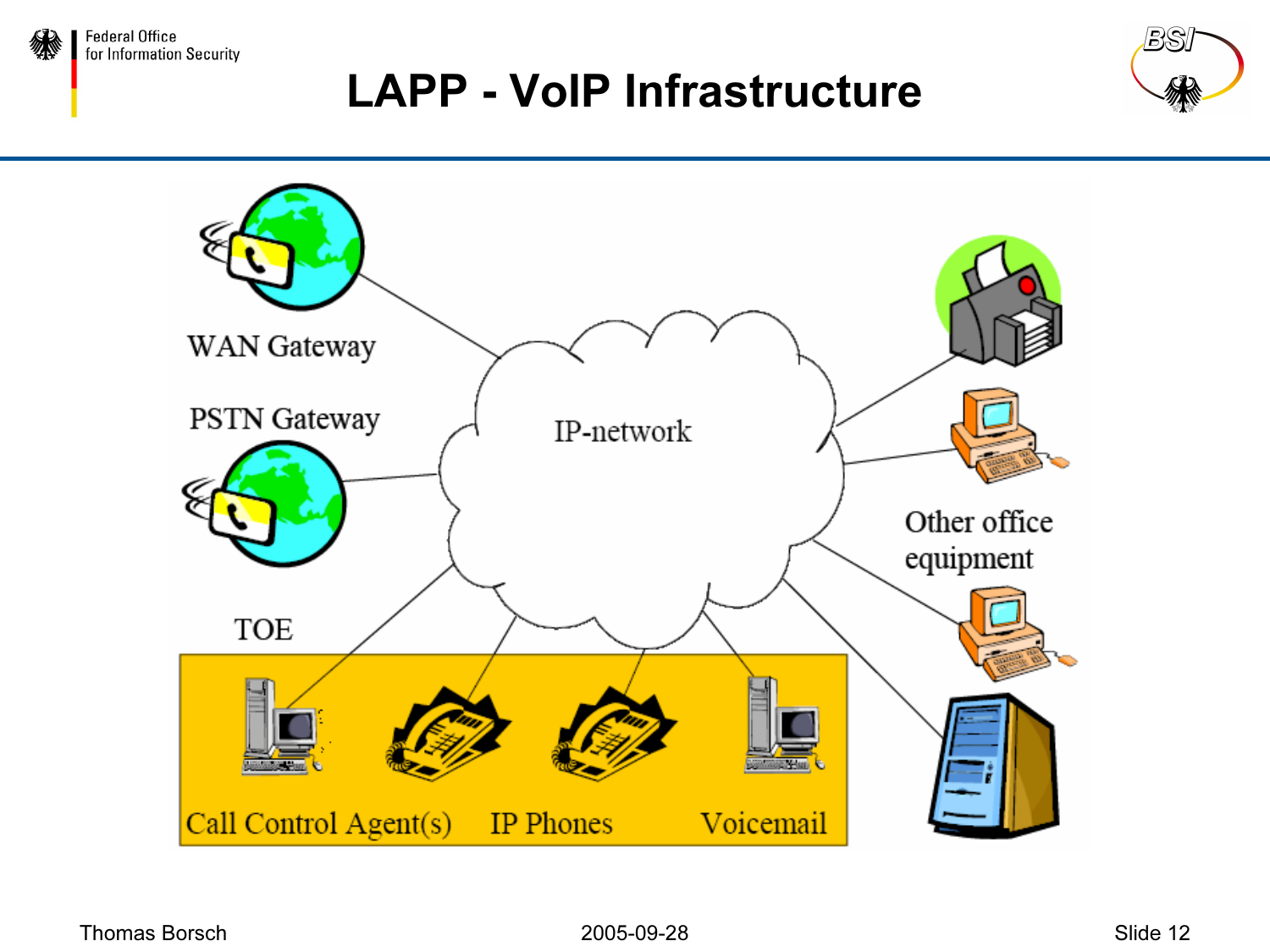# LAPP - VoIP Infrastructure

WAN Gateway

PSTN Gateway

IP-network

Other office equipment

TOE

Call Control Agent(s)

IP Phones

Voicemail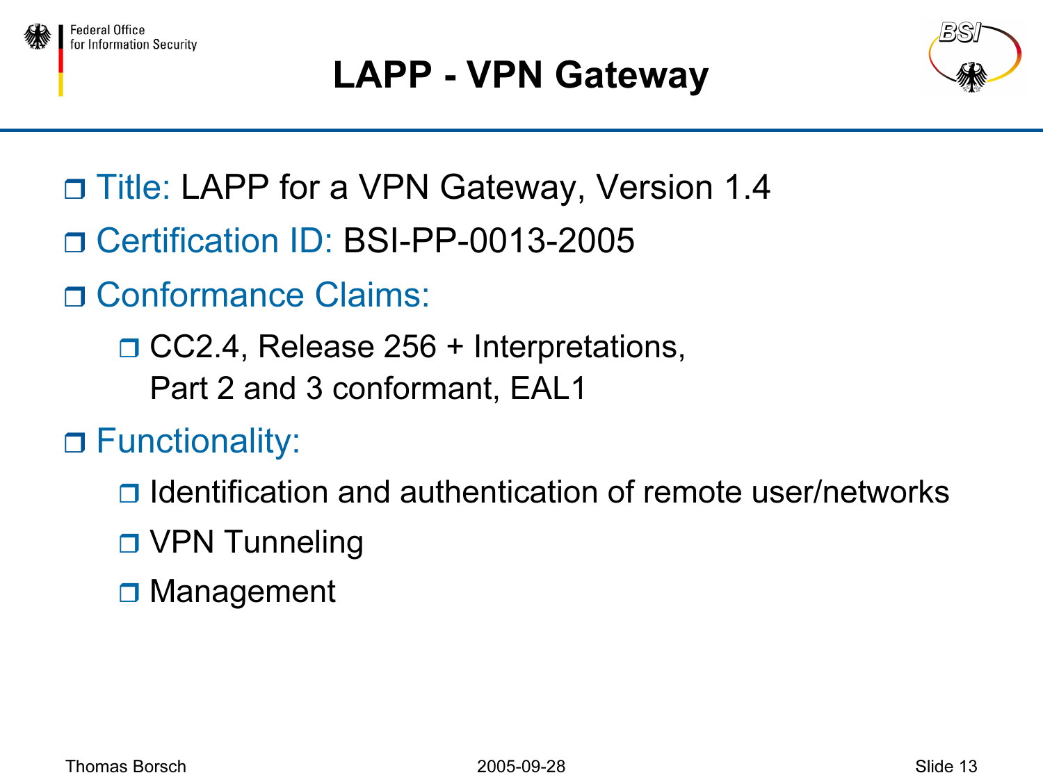# LAPP - VPN Gateway

- Title: LAPP for a VPN Gateway, Version 1.4
- Certification ID: BSI-PP-0013-2005
- Conformance Claims:
  - CC2.4, Release 256 + Interpretations, Part 2 and 3 conformant, EAL1
- Functionality:
  - Identification and authentication of remote user/networks
  - VPN Tunneling
  - Management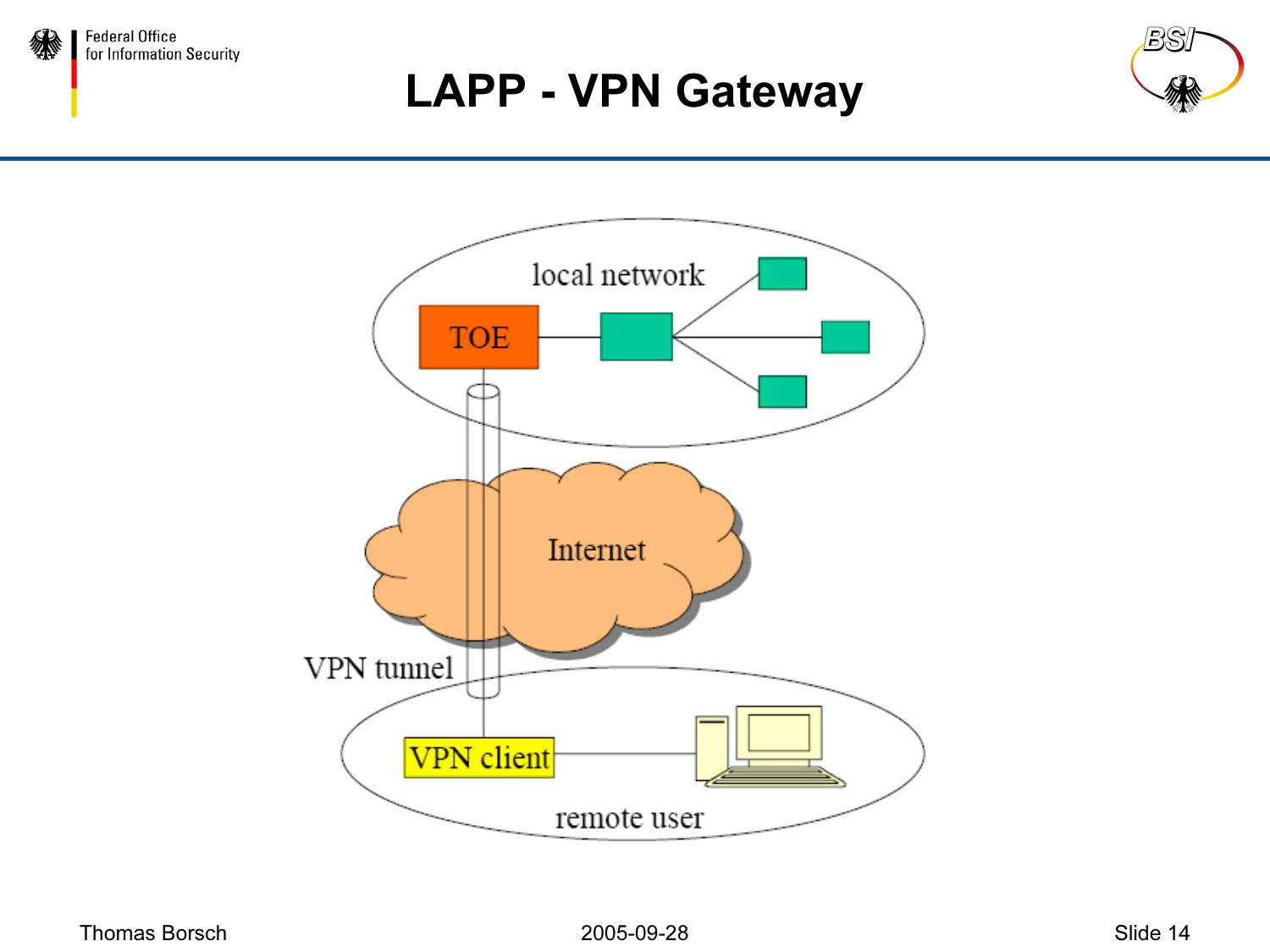# LAPP - VPN Gateway

local network

TOE

Internet

VPN tunnel

VPN client

remote user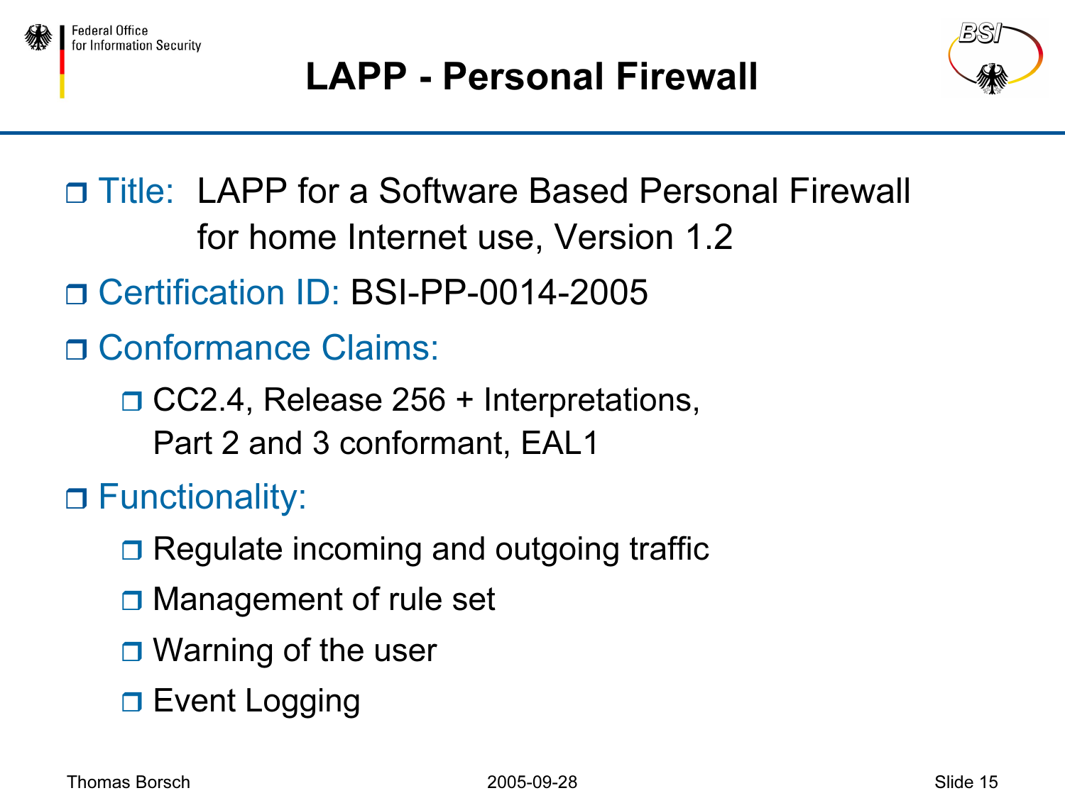# LAPP - Personal Firewall

- Title: LAPP for a Software Based Personal Firewall for home Internet use, Version 1.2
- Certification ID: BSI-PP-0014-2005
- Conformance Claims:
  - CC2.4, Release 256 + Interpretations, Part 2 and 3 conformant, EAL1
- Functionality:
  - Regulate incoming and outgoing traffic
  - Management of rule set
  - Warning of the user
  - Event Logging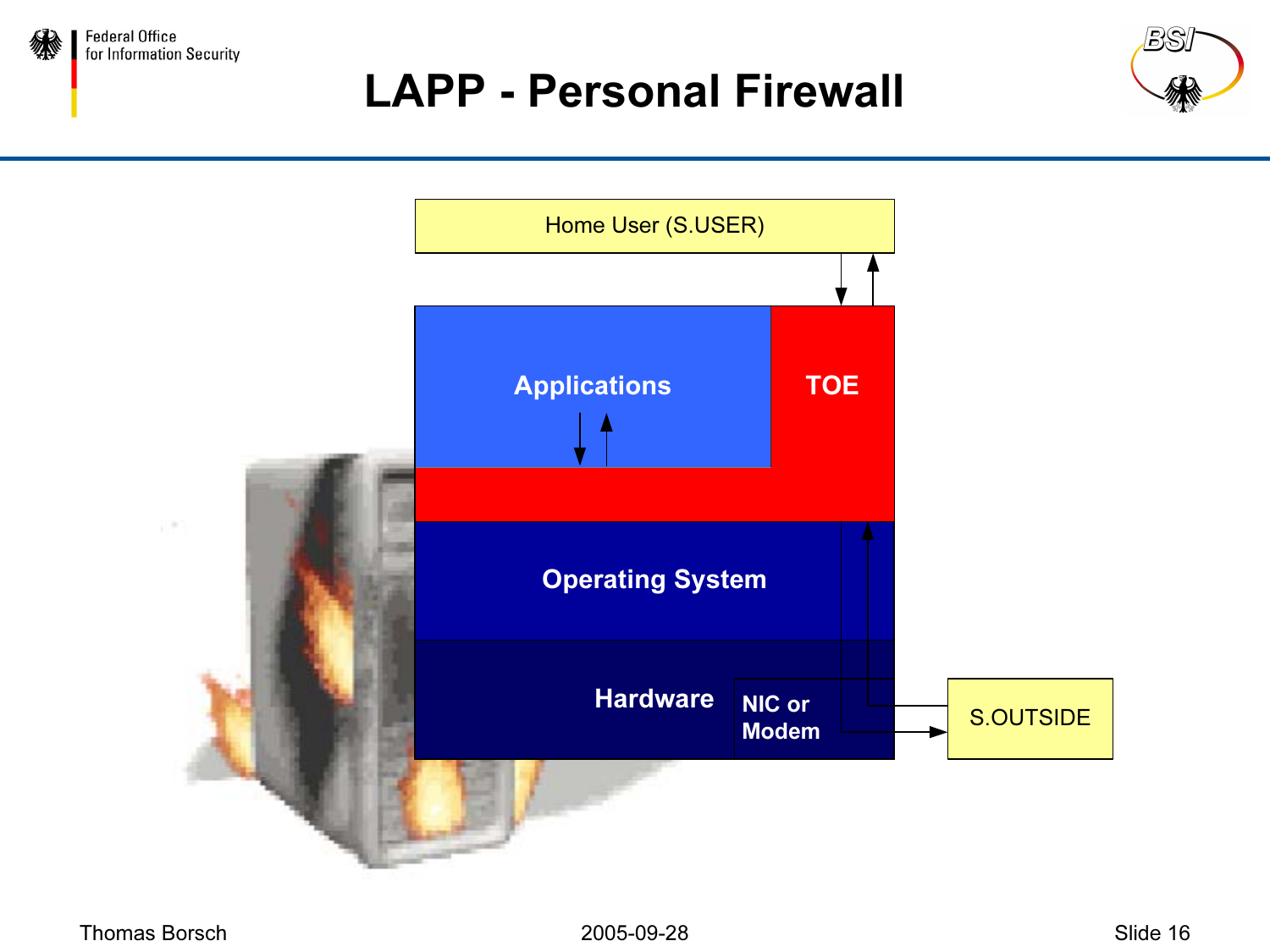# LAPP - Personal Firewall

Home User (S.USER)

Applications

TOE

Operating System

Hardware

NIC or Modem

S.OUTSIDE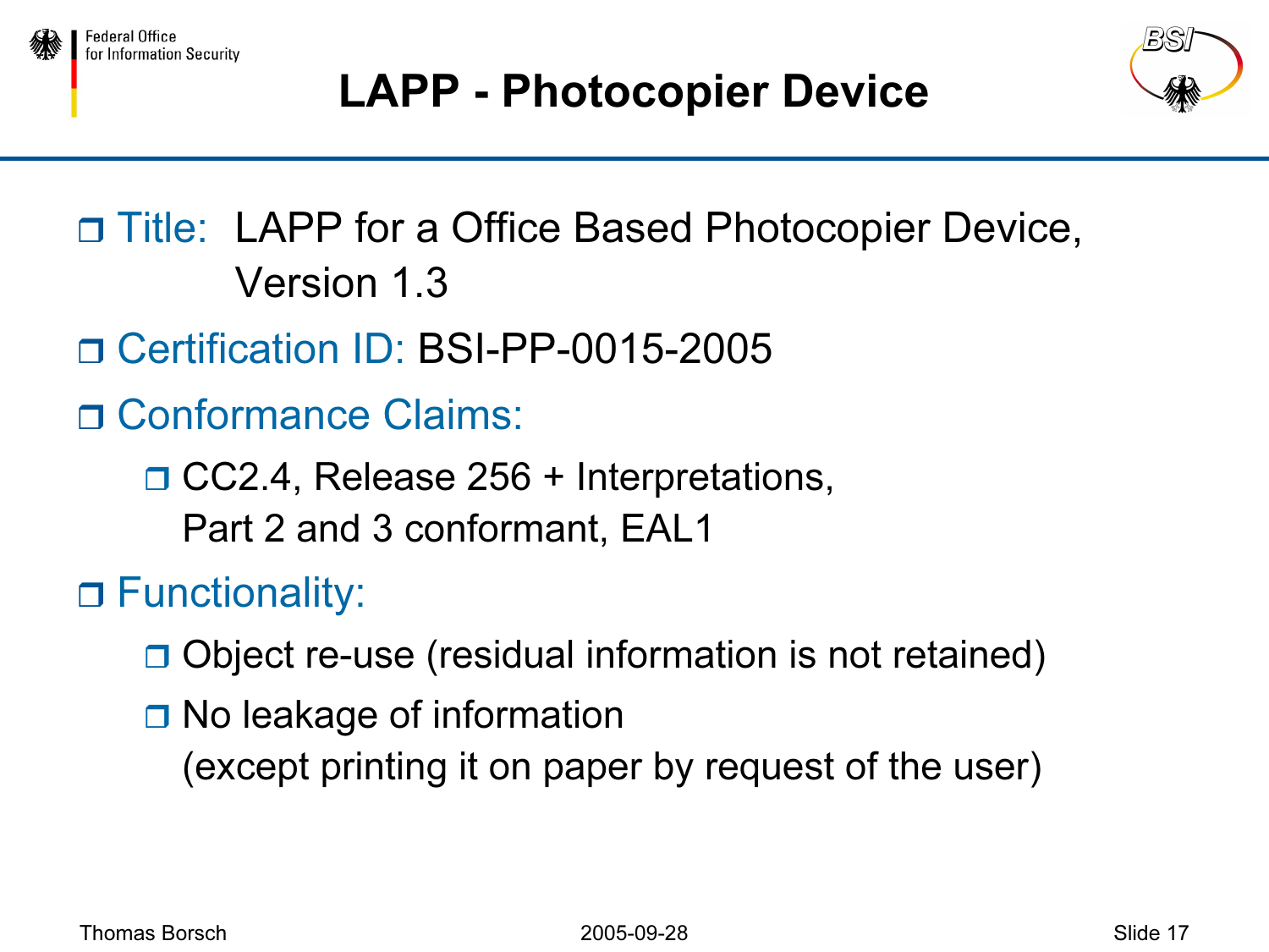# LAPP - Photocopier Device

- Title: LAPP for a Office Based Photocopier Device, Version 1.3
- Certification ID: BSI-PP-0015-2005
- Conformance Claims:
  - CC2.4, Release 256 + Interpretations, Part 2 and 3 conformant, EAL1
- Functionality:
  - Object re-use (residual information is not retained)
  - No leakage of information (except printing it on paper by request of the user)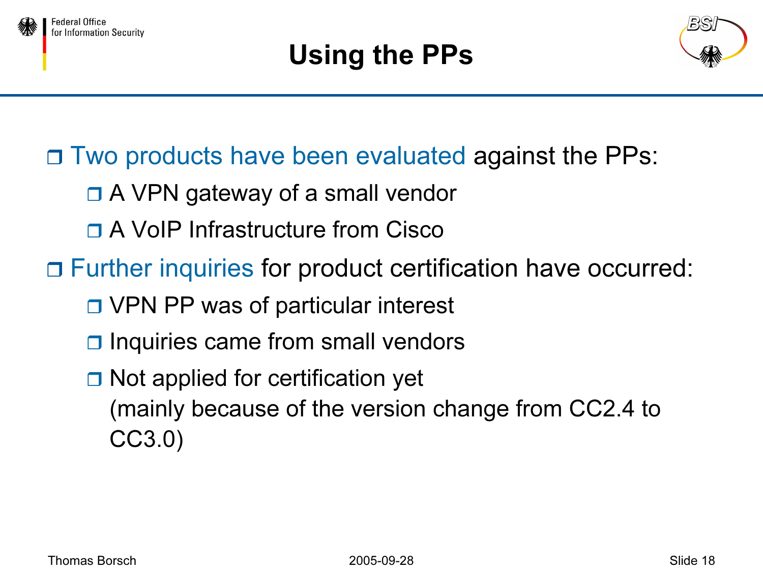# Using the PPs

- Two products have been evaluated against the PPs:
  - A VPN gateway of a small vendor
  - A VoIP Infrastructure from Cisco
- Further inquiries for product certification have occurred:
  - VPN PP was of particular interest
  - Inquiries came from small vendors
  - Not applied for certification yet
    (mainly because of the version change from CC2.4 to CC3.0)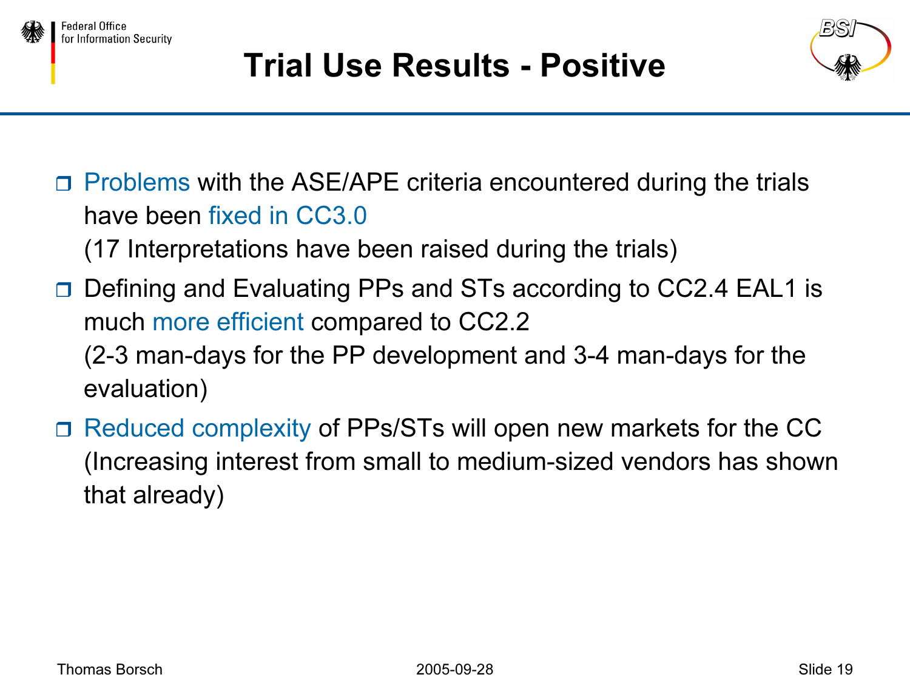# Trial Use Results - Positive

- Problems with the ASE/APE criteria encountered during the trials have been fixed in CC3.0
  (17 Interpretations have been raised during the trials)
- Defining and Evaluating PPs and STs according to CC2.4 EAL1 is much more efficient compared to CC2.2
  (2-3 man-days for the PP development and 3-4 man-days for the evaluation)
- Reduced complexity of PPs/STs will open new markets for the CC
  (Increasing interest from small to medium-sized vendors has shown that already)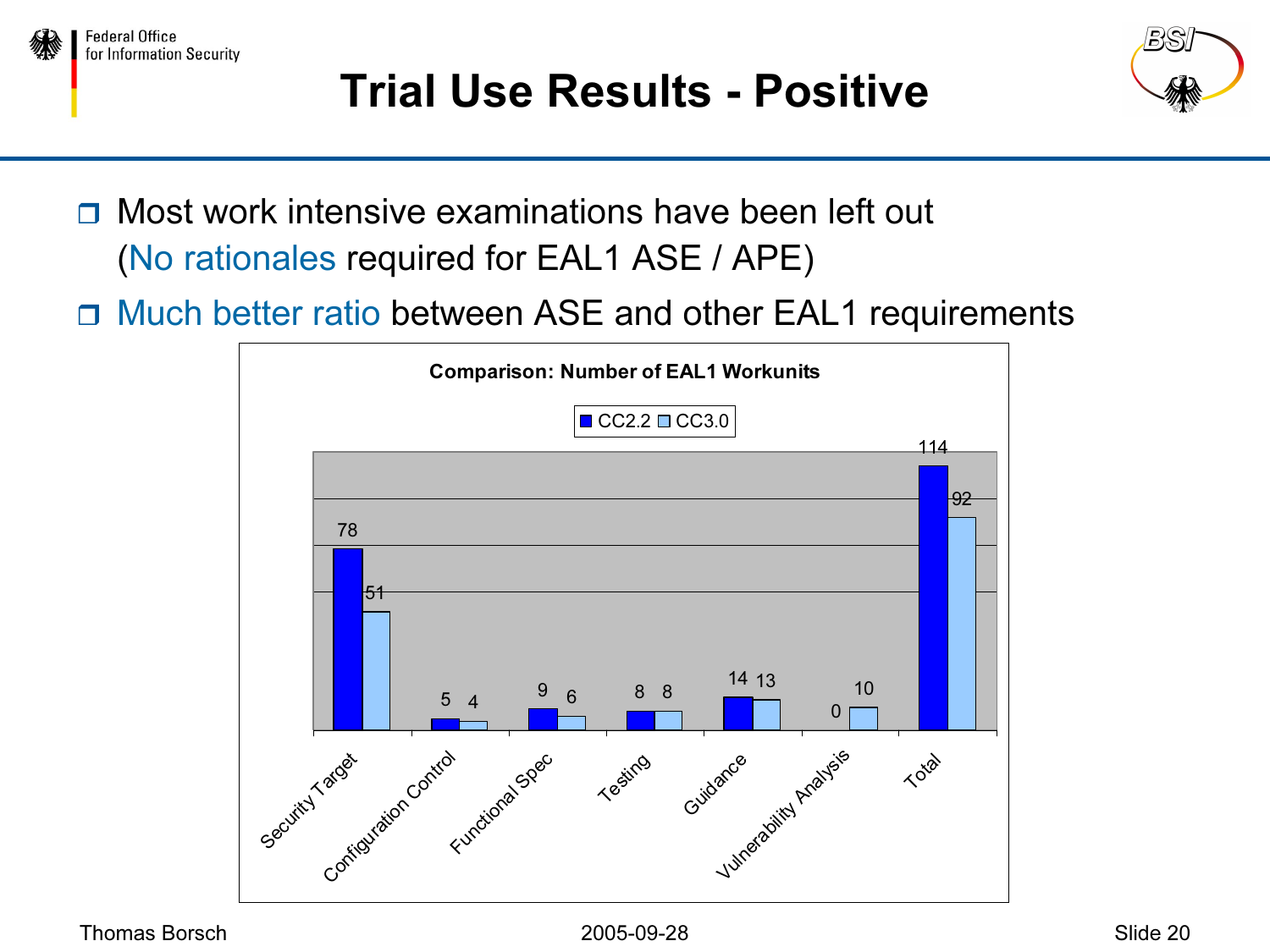# Trial Use Results - Positive

- Most work intensive examinations have been left out (No rationales required for EAL1 ASE / APE)
- Much better ratio between ASE and other EAL1 requirements

**Comparison: Number of EAL1 Workunits**

| | CC2.2 | CC3.0 |
|---|---|---|
| Security Target | 78 | 51 |
| Configuration Control | 5 | 4 |
| Functional Spec | 9 | 6 |
| Testing | 8 | 8 |
| Guidance | 14 | 13 |
| Vulnerability Analysis | 0 | 10 |
| Total | 114 | 92 |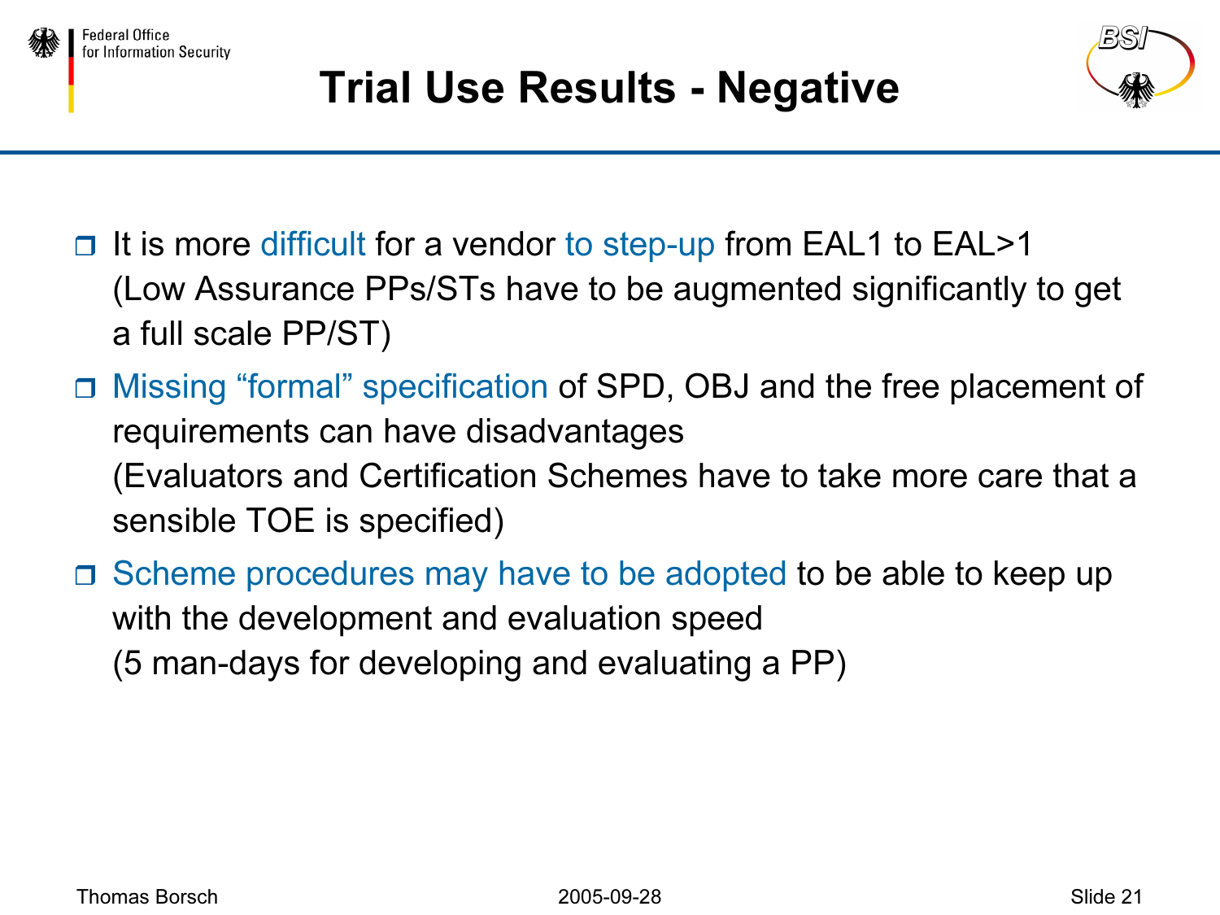# Trial Use Results - Negative

- It is more difficult for a vendor to step-up from EAL1 to EAL>1 (Low Assurance PPs/STs have to be augmented significantly to get a full scale PP/ST)
- Missing "formal" specification of SPD, OBJ and the free placement of requirements can have disadvantages (Evaluators and Certification Schemes have to take more care that a sensible TOE is specified)
- Scheme procedures may have to be adopted to be able to keep up with the development and evaluation speed (5 man-days for developing and evaluating a PP)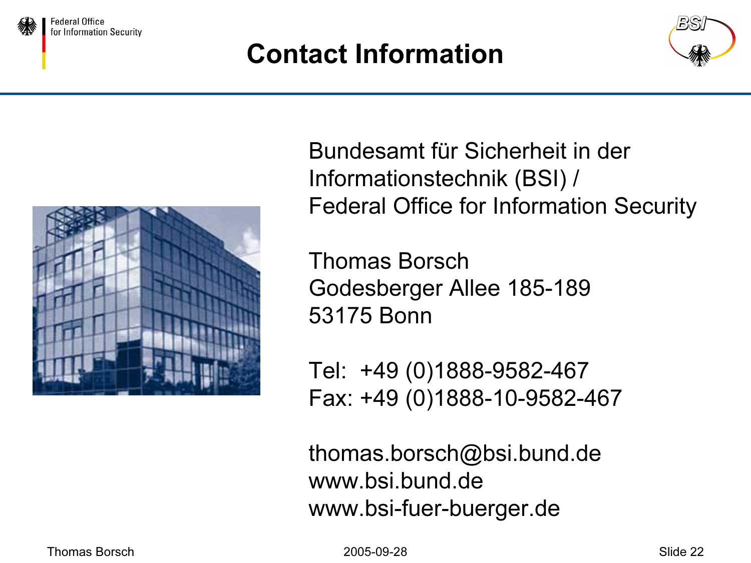# Contact Information

Bundesamt für Sicherheit in der Informationstechnik (BSI) /
Federal Office for Information Security

Thomas Borsch
Godesberger Allee 185-189
53175 Bonn

Tel: +49 (0)1888-9582-467
Fax: +49 (0)1888-10-9582-467

thomas.borsch@bsi.bund.de
www.bsi.bund.de
www.bsi-fuer-buerger.de